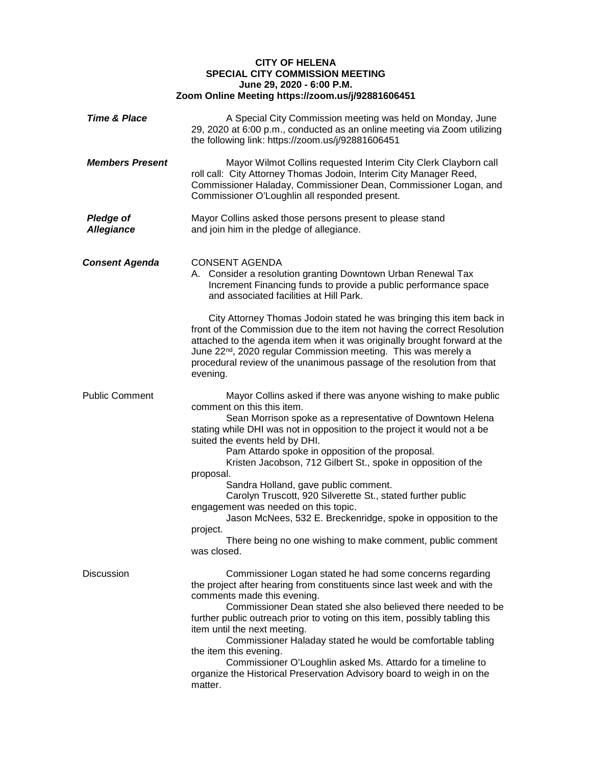**CITY OF HELENA**
**SPECIAL CITY COMMISSION MEETING**
**June 29, 2020 - 6:00 P.M.**
**Zoom Online Meeting https://zoom.us/j/92881606451**

***Time & Place***

A Special City Commission meeting was held on Monday, June 29, 2020 at 6:00 p.m., conducted as an online meeting via Zoom utilizing the following link: https://zoom.us/j/92881606451

***Members Present***

Mayor Wilmot Collins requested Interim City Clerk Clayborn call roll call: City Attorney Thomas Jodoin, Interim City Manager Reed, Commissioner Haladay, Commissioner Dean, Commissioner Logan, and Commissioner O'Loughlin all responded present.

***Pledge of Allegiance***

Mayor Collins asked those persons present to please stand and join him in the pledge of allegiance.

***Consent Agenda***

CONSENT AGENDA

A. Consider a resolution granting Downtown Urban Renewal Tax Increment Financing funds to provide a public performance space and associated facilities at Hill Park.

City Attorney Thomas Jodoin stated he was bringing this item back in front of the Commission due to the item not having the correct Resolution attached to the agenda item when it was originally brought forward at the June 22nd, 2020 regular Commission meeting. This was merely a procedural review of the unanimous passage of the resolution from that evening.

Public Comment

Mayor Collins asked if there was anyone wishing to make public comment on this this item.

Sean Morrison spoke as a representative of Downtown Helena stating while DHI was not in opposition to the project it would not a be suited the events held by DHI.

Pam Attardo spoke in opposition of the proposal.

Kristen Jacobson, 712 Gilbert St., spoke in opposition of the proposal.

Sandra Holland, gave public comment.

Carolyn Truscott, 920 Silverette St., stated further public engagement was needed on this topic.

Jason McNees, 532 E. Breckenridge, spoke in opposition to the project.

There being no one wishing to make comment, public comment was closed.

Discussion

Commissioner Logan stated he had some concerns regarding the project after hearing from constituents since last week and with the comments made this evening.

Commissioner Dean stated she also believed there needed to be further public outreach prior to voting on this item, possibly tabling this item until the next meeting.

Commissioner Haladay stated he would be comfortable tabling the item this evening.

Commissioner O'Loughlin asked Ms. Attardo for a timeline to organize the Historical Preservation Advisory board to weigh in on the matter.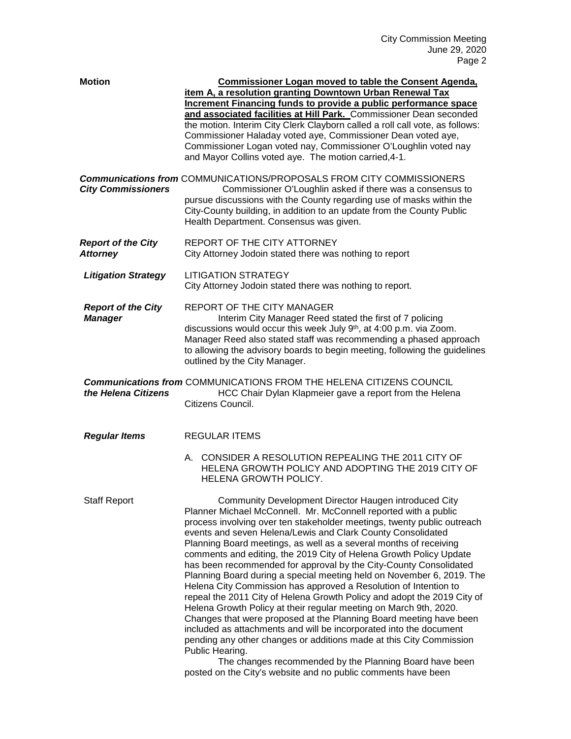**Motion** **Commissioner Logan moved to table the Consent Agenda, item A, a resolution granting Downtown Urban Renewal Tax Increment Financing funds to provide a public performance space and associated facilities at Hill Park.** Commissioner Dean seconded the motion. Interim City Clerk Clayborn called a roll call vote, as follows: Commissioner Haladay voted aye, Commissioner Dean voted aye, Commissioner Logan voted nay, Commissioner O'Loughlin voted nay and Mayor Collins voted aye. The motion carried,4-1.

***Communications from City Commissioners*** COMMUNICATIONS/PROPOSALS FROM CITY COMMISSIONERS

Commissioner O'Loughlin asked if there was a consensus to pursue discussions with the County regarding use of masks within the City-County building, in addition to an update from the County Public Health Department. Consensus was given.

***Report of the City Attorney*** REPORT OF THE CITY ATTORNEY

City Attorney Jodoin stated there was nothing to report

***Litigation Strategy*** LITIGATION STRATEGY

City Attorney Jodoin stated there was nothing to report.

***Report of the City Manager*** REPORT OF THE CITY MANAGER

Interim City Manager Reed stated the first of 7 policing discussions would occur this week July 9th, at 4:00 p.m. via Zoom. Manager Reed also stated staff was recommending a phased approach to allowing the advisory boards to begin meeting, following the guidelines outlined by the City Manager.

***Communications from the Helena Citizens*** COMMUNICATIONS FROM THE HELENA CITIZENS COUNCIL

HCC Chair Dylan Klapmeier gave a report from the Helena Citizens Council.

***Regular Items*** REGULAR ITEMS

A. CONSIDER A RESOLUTION REPEALING THE 2011 CITY OF HELENA GROWTH POLICY AND ADOPTING THE 2019 CITY OF HELENA GROWTH POLICY.

Staff Report

Community Development Director Haugen introduced City Planner Michael McConnell. Mr. McConnell reported with a public process involving over ten stakeholder meetings, twenty public outreach events and seven Helena/Lewis and Clark County Consolidated Planning Board meetings, as well as a several months of receiving comments and editing, the 2019 City of Helena Growth Policy Update has been recommended for approval by the City-County Consolidated Planning Board during a special meeting held on November 6, 2019. The Helena City Commission has approved a Resolution of Intention to repeal the 2011 City of Helena Growth Policy and adopt the 2019 City of Helena Growth Policy at their regular meeting on March 9th, 2020. Changes that were proposed at the Planning Board meeting have been included as attachments and will be incorporated into the document pending any other changes or additions made at this City Commission Public Hearing.

The changes recommended by the Planning Board have been posted on the City's website and no public comments have been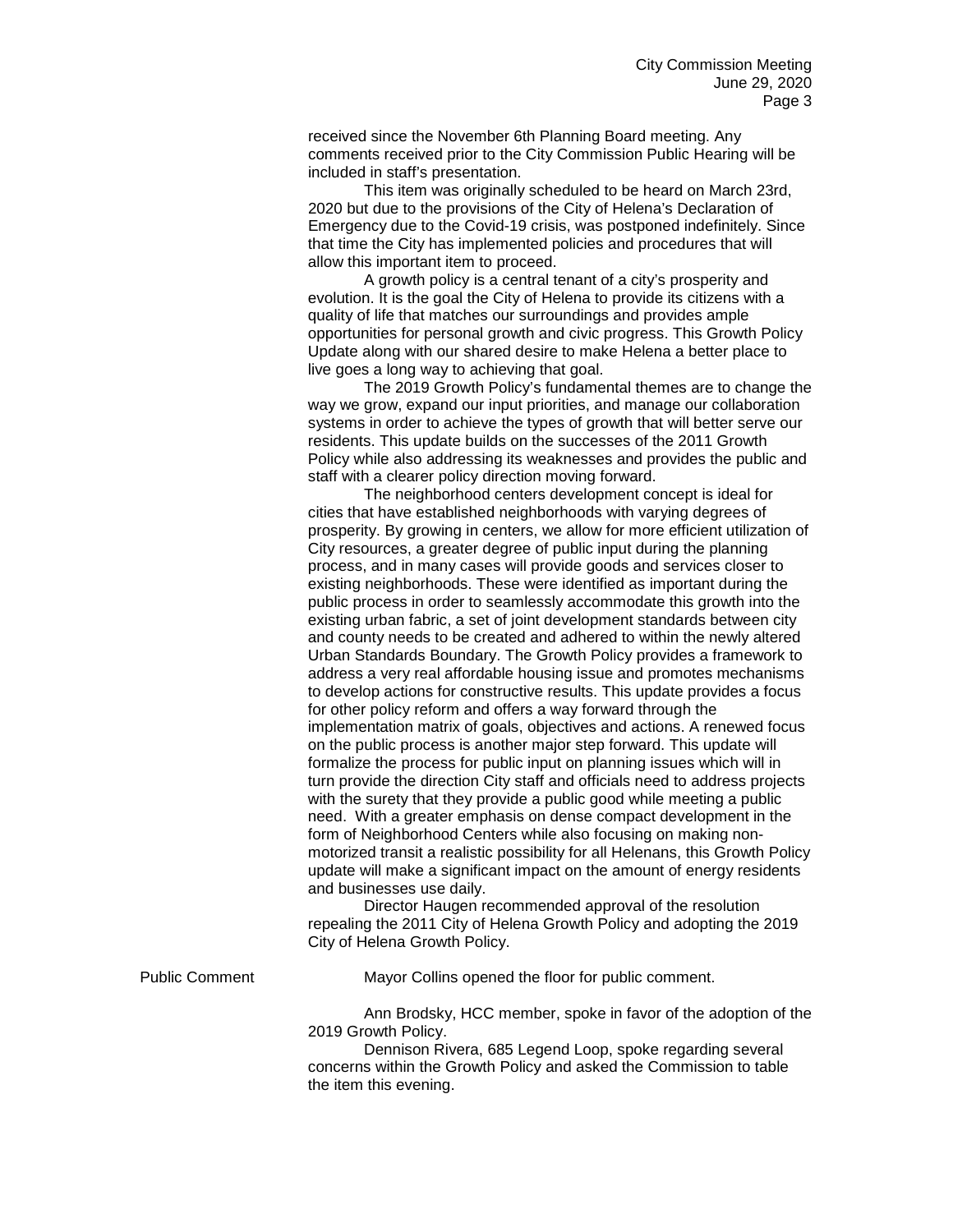received since the November 6th Planning Board meeting. Any comments received prior to the City Commission Public Hearing will be included in staff's presentation.

This item was originally scheduled to be heard on March 23rd, 2020 but due to the provisions of the City of Helena's Declaration of Emergency due to the Covid-19 crisis, was postponed indefinitely. Since that time the City has implemented policies and procedures that will allow this important item to proceed.

A growth policy is a central tenant of a city's prosperity and evolution. It is the goal the City of Helena to provide its citizens with a quality of life that matches our surroundings and provides ample opportunities for personal growth and civic progress. This Growth Policy Update along with our shared desire to make Helena a better place to live goes a long way to achieving that goal.

The 2019 Growth Policy's fundamental themes are to change the way we grow, expand our input priorities, and manage our collaboration systems in order to achieve the types of growth that will better serve our residents. This update builds on the successes of the 2011 Growth Policy while also addressing its weaknesses and provides the public and staff with a clearer policy direction moving forward.

The neighborhood centers development concept is ideal for cities that have established neighborhoods with varying degrees of prosperity. By growing in centers, we allow for more efficient utilization of City resources, a greater degree of public input during the planning process, and in many cases will provide goods and services closer to existing neighborhoods. These were identified as important during the public process in order to seamlessly accommodate this growth into the existing urban fabric, a set of joint development standards between city and county needs to be created and adhered to within the newly altered Urban Standards Boundary. The Growth Policy provides a framework to address a very real affordable housing issue and promotes mechanisms to develop actions for constructive results. This update provides a focus for other policy reform and offers a way forward through the implementation matrix of goals, objectives and actions. A renewed focus on the public process is another major step forward. This update will formalize the process for public input on planning issues which will in turn provide the direction City staff and officials need to address projects with the surety that they provide a public good while meeting a public need. With a greater emphasis on dense compact development in the form of Neighborhood Centers while also focusing on making non-motorized transit a realistic possibility for all Helenans, this Growth Policy update will make a significant impact on the amount of energy residents and businesses use daily.

Director Haugen recommended approval of the resolution repealing the 2011 City of Helena Growth Policy and adopting the 2019 City of Helena Growth Policy.

Public Comment

Mayor Collins opened the floor for public comment.

Ann Brodsky, HCC member, spoke in favor of the adoption of the 2019 Growth Policy.

Dennison Rivera, 685 Legend Loop, spoke regarding several concerns within the Growth Policy and asked the Commission to table the item this evening.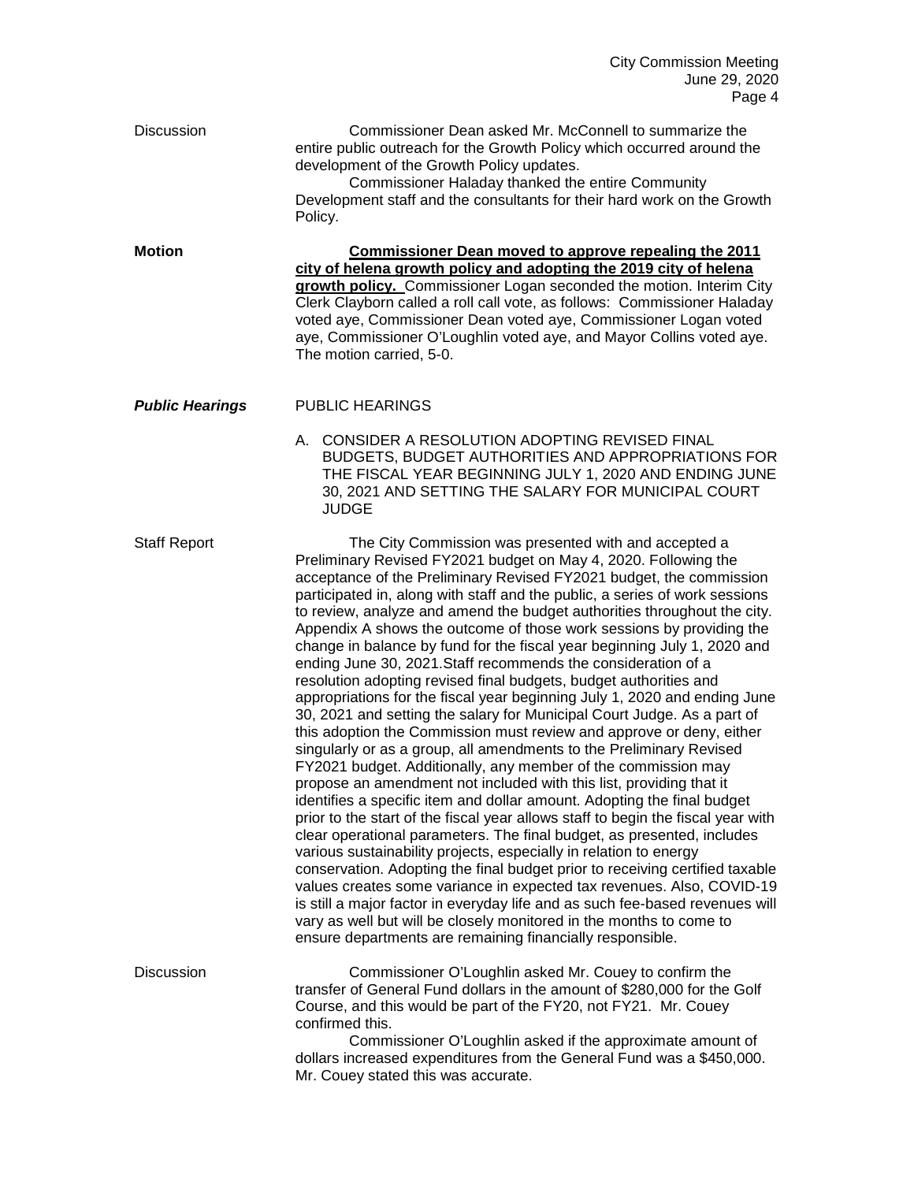Discussion

Commissioner Dean asked Mr. McConnell to summarize the entire public outreach for the Growth Policy which occurred around the development of the Growth Policy updates.

Commissioner Haladay thanked the entire Community Development staff and the consultants for their hard work on the Growth Policy.

**Motion**

**Commissioner Dean moved to approve repealing the 2011 city of helena growth policy and adopting the 2019 city of helena growth policy.** Commissioner Logan seconded the motion. Interim City Clerk Clayborn called a roll call vote, as follows: Commissioner Haladay voted aye, Commissioner Dean voted aye, Commissioner Logan voted aye, Commissioner O'Loughlin voted aye, and Mayor Collins voted aye. The motion carried, 5-0.

***Public Hearings***

PUBLIC HEARINGS

A. CONSIDER A RESOLUTION ADOPTING REVISED FINAL BUDGETS, BUDGET AUTHORITIES AND APPROPRIATIONS FOR THE FISCAL YEAR BEGINNING JULY 1, 2020 AND ENDING JUNE 30, 2021 AND SETTING THE SALARY FOR MUNICIPAL COURT JUDGE

Staff Report

The City Commission was presented with and accepted a Preliminary Revised FY2021 budget on May 4, 2020. Following the acceptance of the Preliminary Revised FY2021 budget, the commission participated in, along with staff and the public, a series of work sessions to review, analyze and amend the budget authorities throughout the city. Appendix A shows the outcome of those work sessions by providing the change in balance by fund for the fiscal year beginning July 1, 2020 and ending June 30, 2021.Staff recommends the consideration of a resolution adopting revised final budgets, budget authorities and appropriations for the fiscal year beginning July 1, 2020 and ending June 30, 2021 and setting the salary for Municipal Court Judge. As a part of this adoption the Commission must review and approve or deny, either singularly or as a group, all amendments to the Preliminary Revised FY2021 budget. Additionally, any member of the commission may propose an amendment not included with this list, providing that it identifies a specific item and dollar amount. Adopting the final budget prior to the start of the fiscal year allows staff to begin the fiscal year with clear operational parameters. The final budget, as presented, includes various sustainability projects, especially in relation to energy conservation. Adopting the final budget prior to receiving certified taxable values creates some variance in expected tax revenues. Also, COVID-19 is still a major factor in everyday life and as such fee-based revenues will vary as well but will be closely monitored in the months to come to ensure departments are remaining financially responsible.

Discussion

Commissioner O'Loughlin asked Mr. Couey to confirm the transfer of General Fund dollars in the amount of $280,000 for the Golf Course, and this would be part of the FY20, not FY21. Mr. Couey confirmed this.

Commissioner O'Loughlin asked if the approximate amount of dollars increased expenditures from the General Fund was a $450,000. Mr. Couey stated this was accurate.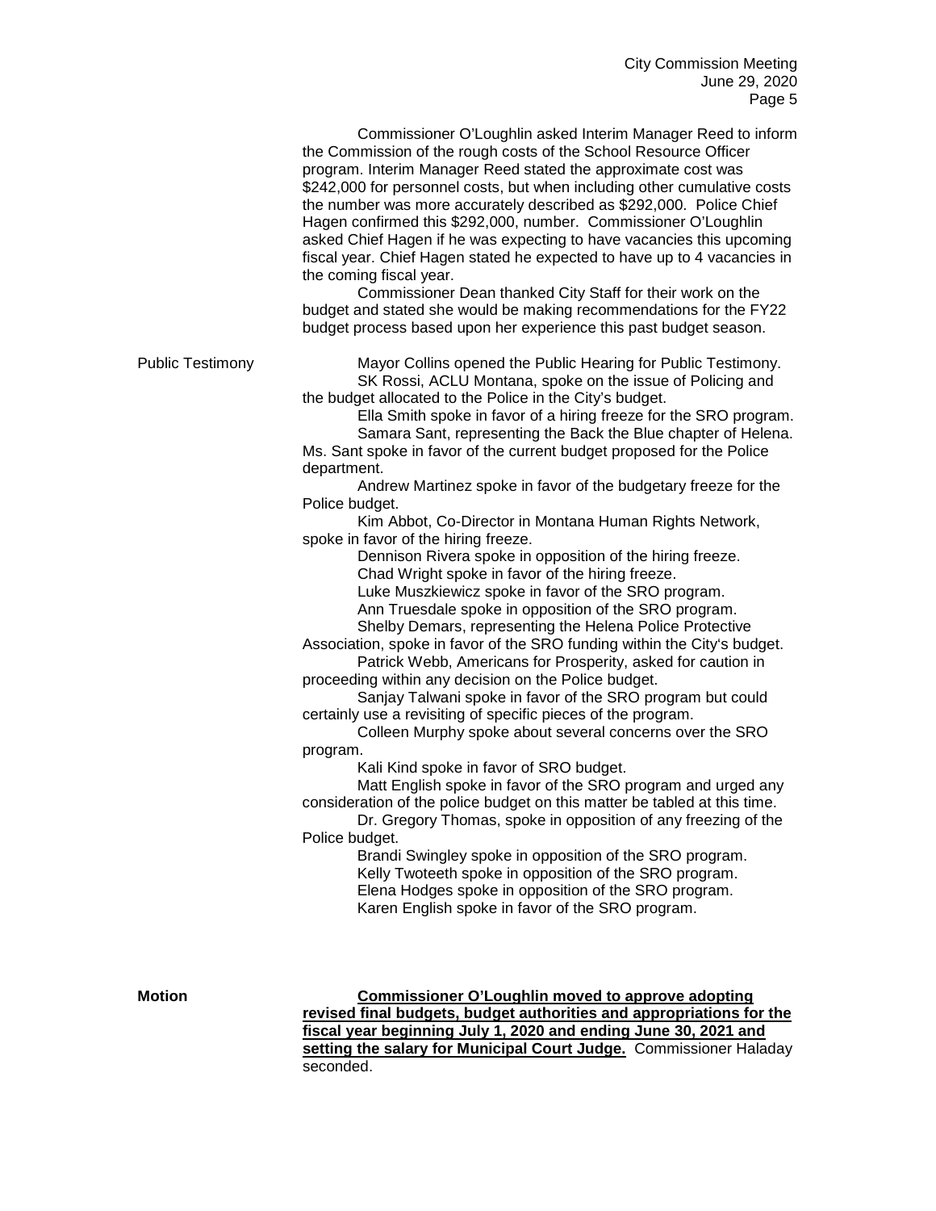Commissioner O'Loughlin asked Interim Manager Reed to inform the Commission of the rough costs of the School Resource Officer program. Interim Manager Reed stated the approximate cost was \$242,000 for personnel costs, but when including other cumulative costs the number was more accurately described as \$292,000. Police Chief Hagen confirmed this \$292,000, number. Commissioner O'Loughlin asked Chief Hagen if he was expecting to have vacancies this upcoming fiscal year. Chief Hagen stated he expected to have up to 4 vacancies in the coming fiscal year.

Commissioner Dean thanked City Staff for their work on the budget and stated she would be making recommendations for the FY22 budget process based upon her experience this past budget season.

**Public Testimony**

Mayor Collins opened the Public Hearing for Public Testimony.

SK Rossi, ACLU Montana, spoke on the issue of Policing and the budget allocated to the Police in the City's budget.

Ella Smith spoke in favor of a hiring freeze for the SRO program.

Samara Sant, representing the Back the Blue chapter of Helena. Ms. Sant spoke in favor of the current budget proposed for the Police department.

Andrew Martinez spoke in favor of the budgetary freeze for the Police budget.

Kim Abbot, Co-Director in Montana Human Rights Network, spoke in favor of the hiring freeze.

Dennison Rivera spoke in opposition of the hiring freeze.

Chad Wright spoke in favor of the hiring freeze.

Luke Muszkiewicz spoke in favor of the SRO program.

Ann Truesdale spoke in opposition of the SRO program.

Shelby Demars, representing the Helena Police Protective Association, spoke in favor of the SRO funding within the City's budget.

Patrick Webb, Americans for Prosperity, asked for caution in proceeding within any decision on the Police budget.

Sanjay Talwani spoke in favor of the SRO program but could certainly use a revisiting of specific pieces of the program.

Colleen Murphy spoke about several concerns over the SRO program.

Kali Kind spoke in favor of SRO budget.

Matt English spoke in favor of the SRO program and urged any consideration of the police budget on this matter be tabled at this time.

Dr. Gregory Thomas, spoke in opposition of any freezing of the Police budget.

Brandi Swingley spoke in opposition of the SRO program.

Kelly Twoteeth spoke in opposition of the SRO program.

Elena Hodges spoke in opposition of the SRO program.

Karen English spoke in favor of the SRO program.

**Motion**

**Commissioner O'Loughlin moved to approve adopting revised final budgets, budget authorities and appropriations for the fiscal year beginning July 1, 2020 and ending June 30, 2021 and setting the salary for Municipal Court Judge.** Commissioner Haladay seconded.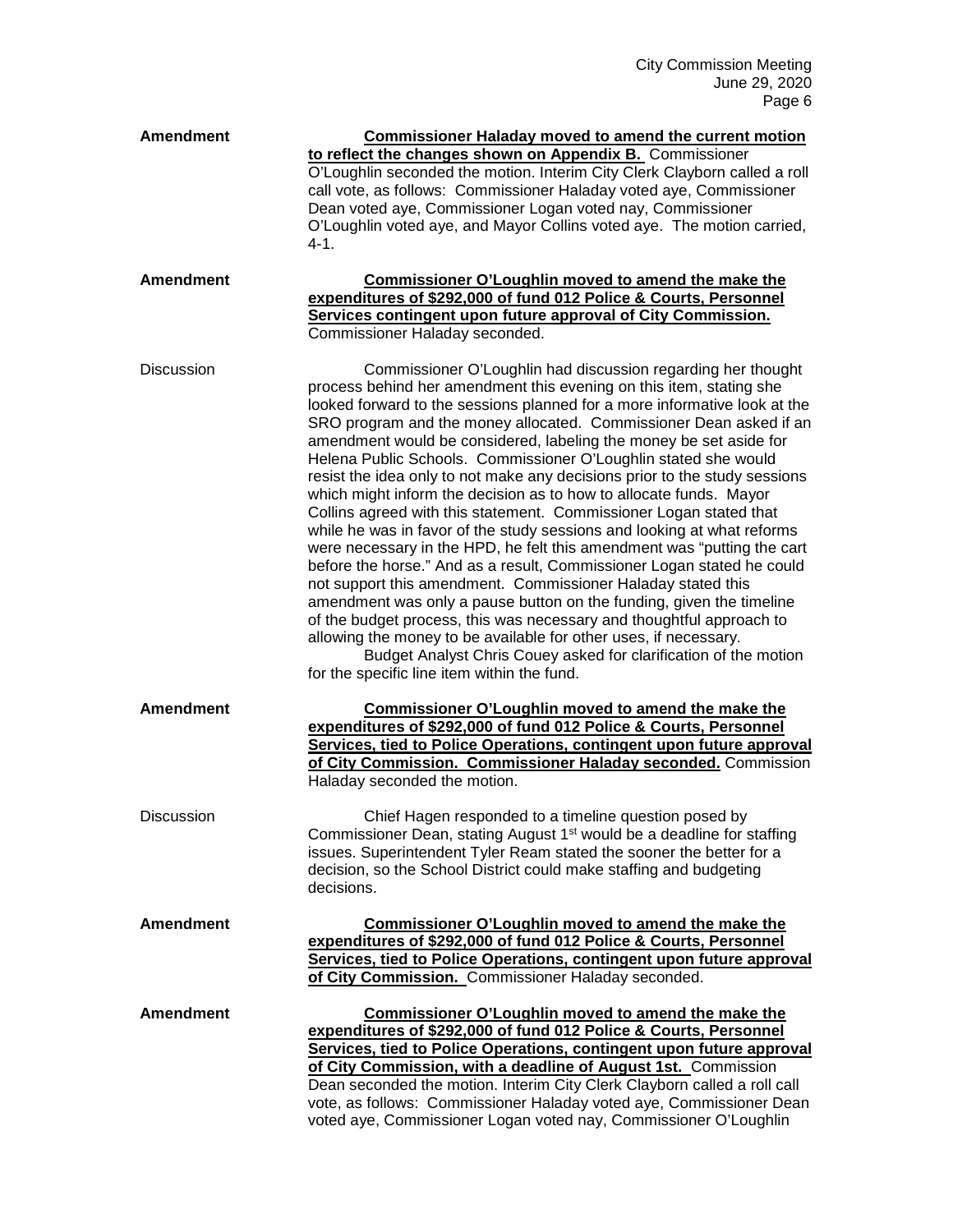**Amendment** **Commissioner Haladay moved to amend the current motion to reflect the changes shown on Appendix B.** Commissioner O'Loughlin seconded the motion. Interim City Clerk Clayborn called a roll call vote, as follows: Commissioner Haladay voted aye, Commissioner Dean voted aye, Commissioner Logan voted nay, Commissioner O'Loughlin voted aye, and Mayor Collins voted aye. The motion carried, 4-1.

**Amendment** **Commissioner O'Loughlin moved to amend the make the expenditures of $292,000 of fund 012 Police & Courts, Personnel Services contingent upon future approval of City Commission.** Commissioner Haladay seconded.

Discussion Commissioner O'Loughlin had discussion regarding her thought process behind her amendment this evening on this item, stating she looked forward to the sessions planned for a more informative look at the SRO program and the money allocated. Commissioner Dean asked if an amendment would be considered, labeling the money be set aside for Helena Public Schools. Commissioner O'Loughlin stated she would resist the idea only to not make any decisions prior to the study sessions which might inform the decision as to how to allocate funds. Mayor Collins agreed with this statement. Commissioner Logan stated that while he was in favor of the study sessions and looking at what reforms were necessary in the HPD, he felt this amendment was "putting the cart before the horse." And as a result, Commissioner Logan stated he could not support this amendment. Commissioner Haladay stated this amendment was only a pause button on the funding, given the timeline of the budget process, this was necessary and thoughtful approach to allowing the money to be available for other uses, if necessary.

Budget Analyst Chris Couey asked for clarification of the motion for the specific line item within the fund.

**Amendment** **Commissioner O'Loughlin moved to amend the make the expenditures of $292,000 of fund 012 Police & Courts, Personnel Services, tied to Police Operations, contingent upon future approval of City Commission. Commissioner Haladay seconded.** Commission Haladay seconded the motion.

Discussion Chief Hagen responded to a timeline question posed by Commissioner Dean, stating August 1st would be a deadline for staffing issues. Superintendent Tyler Ream stated the sooner the better for a decision, so the School District could make staffing and budgeting decisions.

**Amendment** **Commissioner O'Loughlin moved to amend the make the expenditures of $292,000 of fund 012 Police & Courts, Personnel Services, tied to Police Operations, contingent upon future approval of City Commission.** Commissioner Haladay seconded.

**Amendment** **Commissioner O'Loughlin moved to amend the make the expenditures of $292,000 of fund 012 Police & Courts, Personnel Services, tied to Police Operations, contingent upon future approval of City Commission, with a deadline of August 1st.** Commission Dean seconded the motion. Interim City Clerk Clayborn called a roll call vote, as follows: Commissioner Haladay voted aye, Commissioner Dean voted aye, Commissioner Logan voted nay, Commissioner O'Loughlin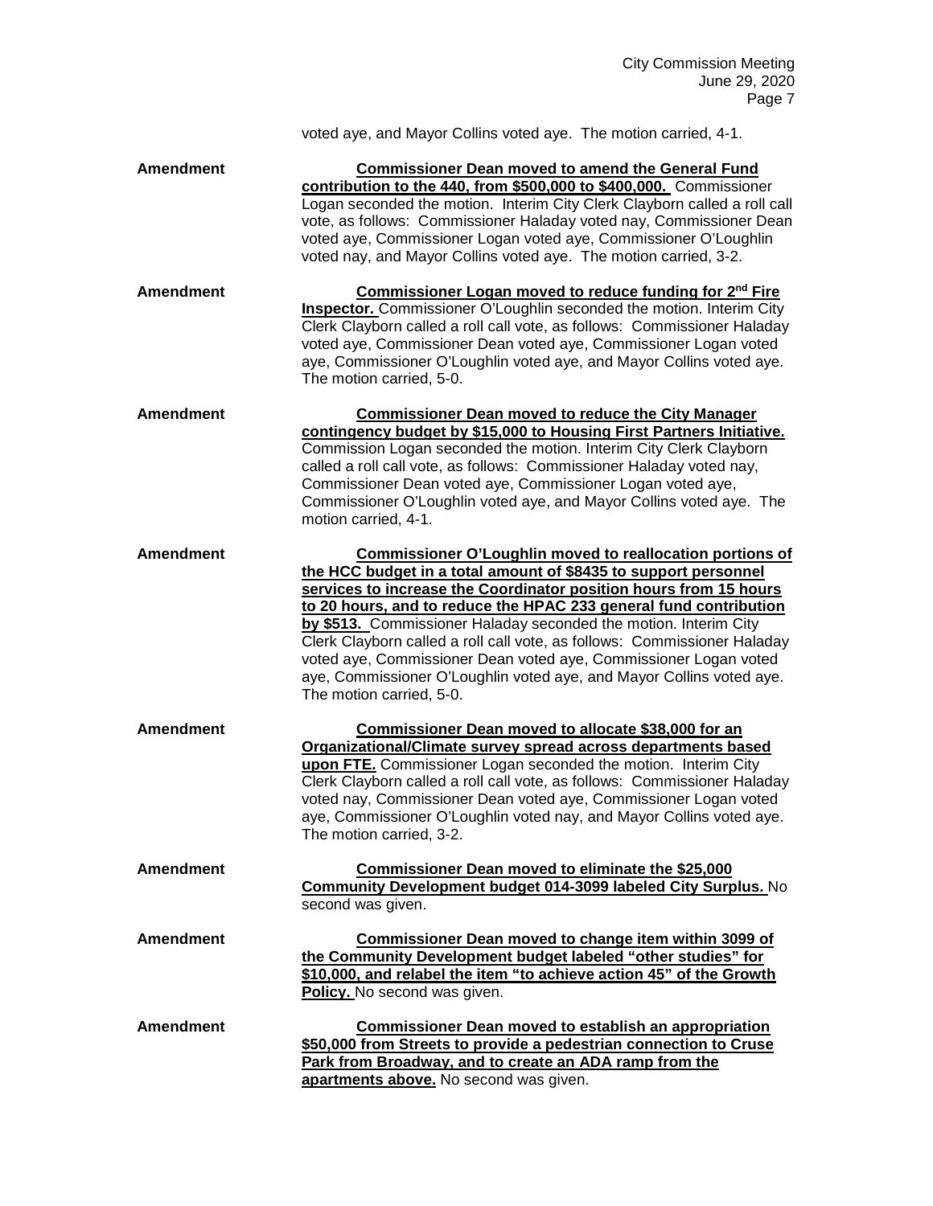voted aye, and Mayor Collins voted aye. The motion carried, 4-1.

**Amendment**

**Commissioner Dean moved to amend the General Fund contribution to the 440, from $500,000 to $400,000.** Commissioner Logan seconded the motion. Interim City Clerk Clayborn called a roll call vote, as follows: Commissioner Haladay voted nay, Commissioner Dean voted aye, Commissioner Logan voted aye, Commissioner O'Loughlin voted nay, and Mayor Collins voted aye. The motion carried, 3-2.

**Amendment**

**Commissioner Logan moved to reduce funding for 2nd Fire Inspector.** Commissioner O'Loughlin seconded the motion. Interim City Clerk Clayborn called a roll call vote, as follows: Commissioner Haladay voted aye, Commissioner Dean voted aye, Commissioner Logan voted aye, Commissioner O'Loughlin voted aye, and Mayor Collins voted aye. The motion carried, 5-0.

**Amendment**

**Commissioner Dean moved to reduce the City Manager contingency budget by $15,000 to Housing First Partners Initiative.** Commission Logan seconded the motion. Interim City Clerk Clayborn called a roll call vote, as follows: Commissioner Haladay voted nay, Commissioner Dean voted aye, Commissioner Logan voted aye, Commissioner O'Loughlin voted aye, and Mayor Collins voted aye. The motion carried, 4-1.

**Amendment**

**Commissioner O'Loughlin moved to reallocation portions of the HCC budget in a total amount of $8435 to support personnel services to increase the Coordinator position hours from 15 hours to 20 hours, and to reduce the HPAC 233 general fund contribution by $513.** Commissioner Haladay seconded the motion. Interim City Clerk Clayborn called a roll call vote, as follows: Commissioner Haladay voted aye, Commissioner Dean voted aye, Commissioner Logan voted aye, Commissioner O'Loughlin voted aye, and Mayor Collins voted aye. The motion carried, 5-0.

**Amendment**

**Commissioner Dean moved to allocate $38,000 for an Organizational/Climate survey spread across departments based upon FTE.** Commissioner Logan seconded the motion. Interim City Clerk Clayborn called a roll call vote, as follows: Commissioner Haladay voted nay, Commissioner Dean voted aye, Commissioner Logan voted aye, Commissioner O'Loughlin voted nay, and Mayor Collins voted aye. The motion carried, 3-2.

**Amendment**

**Commissioner Dean moved to eliminate the $25,000 Community Development budget 014-3099 labeled City Surplus.** No second was given.

**Amendment**

**Commissioner Dean moved to change item within 3099 of the Community Development budget labeled "other studies" for $10,000, and relabel the item "to achieve action 45" of the Growth Policy.** No second was given.

**Amendment**

**Commissioner Dean moved to establish an appropriation $50,000 from Streets to provide a pedestrian connection to Cruse Park from Broadway, and to create an ADA ramp from the apartments above.** No second was given.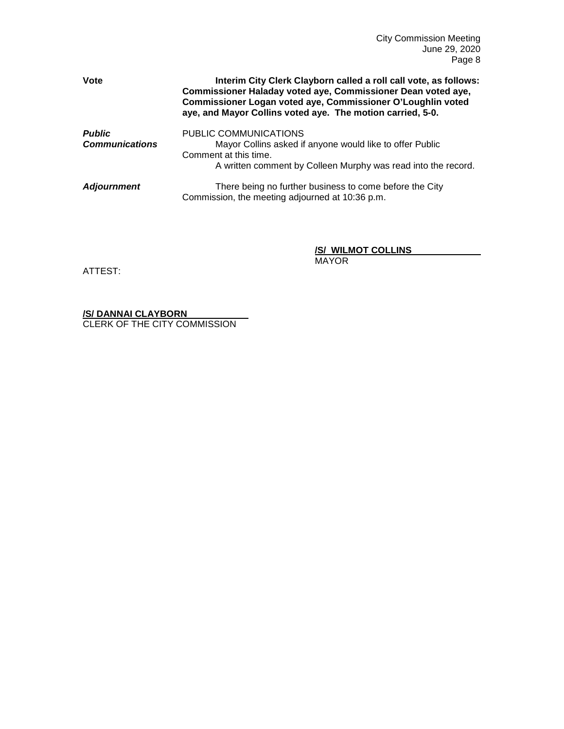**Vote** **Interim City Clerk Clayborn called a roll call vote, as follows: Commissioner Haladay voted aye, Commissioner Dean voted aye, Commissioner Logan voted aye, Commissioner O'Loughlin voted aye, and Mayor Collins voted aye. The motion carried, 5-0.**

***Public Communications*** PUBLIC COMMUNICATIONS

Mayor Collins asked if anyone would like to offer Public Comment at this time.

A written comment by Colleen Murphy was read into the record.

***Adjournment*** There being no further business to come before the City Commission, the meeting adjourned at 10:36 p.m.

**/S/ WILMOT COLLINS**
MAYOR

ATTEST:

**/S/ DANNAI CLAYBORN**
CLERK OF THE CITY COMMISSION